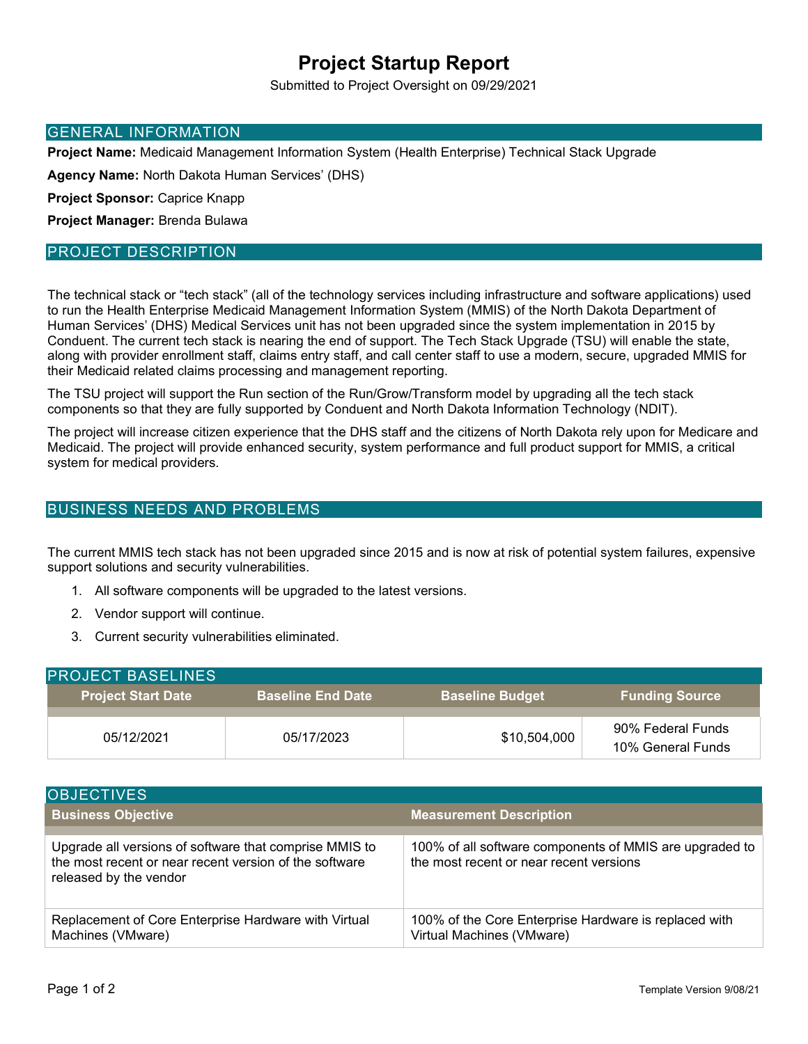# Project Startup Report

Submitted to Project Oversight on 09/29/2021

## GENERAL INFORMATION

**Project Name:** Medicaid Management Information System (Health Enterprise) Technical Stack Upgrade

**Agency Name:** North Dakota Human Services' (DHS)

**Project Sponsor:** Caprice Knapp

**Project Manager:** Brenda Bulawa

## PROJECT DESCRIPTION

The technical stack or "tech stack" (all of the technology services including infrastructure and software applications) used to run the Health Enterprise Medicaid Management Information System (MMIS) of the North Dakota Department of Human Services' (DHS) Medical Services unit has not been upgraded since the system implementation in 2015 by Conduent. The current tech stack is nearing the end of support. The Tech Stack Upgrade (TSU) will enable the state, along with provider enrollment staff, claims entry staff, and call center staff to use a modern, secure, upgraded MMIS for their Medicaid related claims processing and management reporting.

The TSU project will support the Run section of the Run/Grow/Transform model by upgrading all the tech stack components so that they are fully supported by Conduent and North Dakota Information Technology (NDIT).

The project will increase citizen experience that the DHS staff and the citizens of North Dakota rely upon for Medicare and Medicaid. The project will provide enhanced security, system performance and full product support for MMIS, a critical system for medical providers.

## BUSINESS NEEDS AND PROBLEMS

The current MMIS tech stack has not been upgraded since 2015 and is now at risk of potential system failures, expensive support solutions and security vulnerabilities.

1. All software components will be upgraded to the latest versions.
2. Vendor support will continue.
3. Current security vulnerabilities eliminated.

## PROJECT BASELINES

| Project Start Date | Baseline End Date | Baseline Budget | Funding Source |
|---|---|---|---|
| 05/12/2021 | 05/17/2023 | $10,504,000 | 90% Federal Funds<br>10% General Funds |

## OBJECTIVES

| Business Objective | Measurement Description |
|---|---|
| Upgrade all versions of software that comprise MMIS to the most recent or near recent version of the software released by the vendor | 100% of all software components of MMIS are upgraded to the most recent or near recent versions |
| Replacement of Core Enterprise Hardware with Virtual Machines (VMware) | 100% of the Core Enterprise Hardware is replaced with Virtual Machines (VMware) |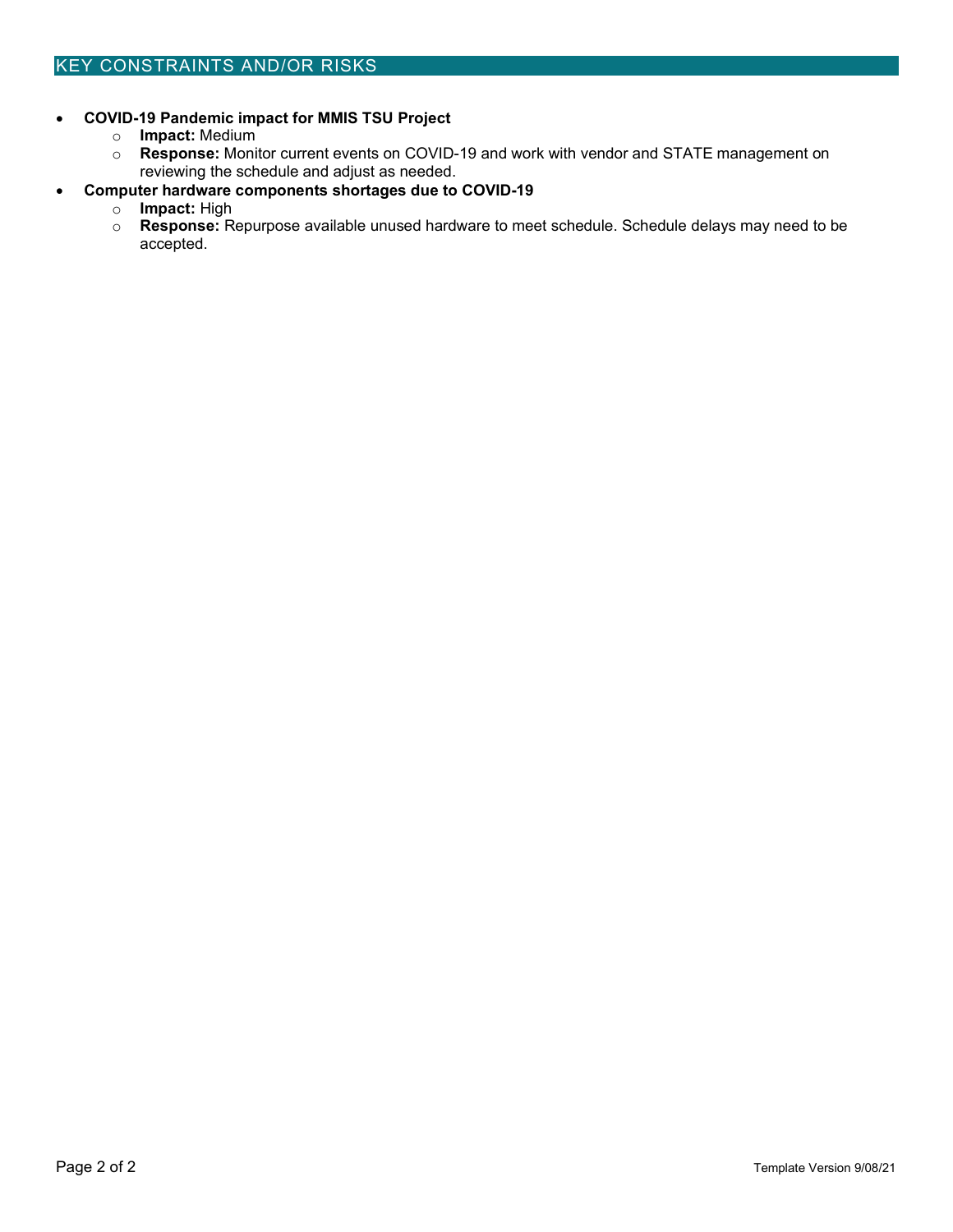## KEY CONSTRAINTS AND/OR RISKS

- **COVID-19 Pandemic impact for MMIS TSU Project**
  - **Impact:** Medium
  - **Response:** Monitor current events on COVID-19 and work with vendor and STATE management on reviewing the schedule and adjust as needed.
- **Computer hardware components shortages due to COVID-19**
  - **Impact:** High
  - **Response:** Repurpose available unused hardware to meet schedule. Schedule delays may need to be accepted.